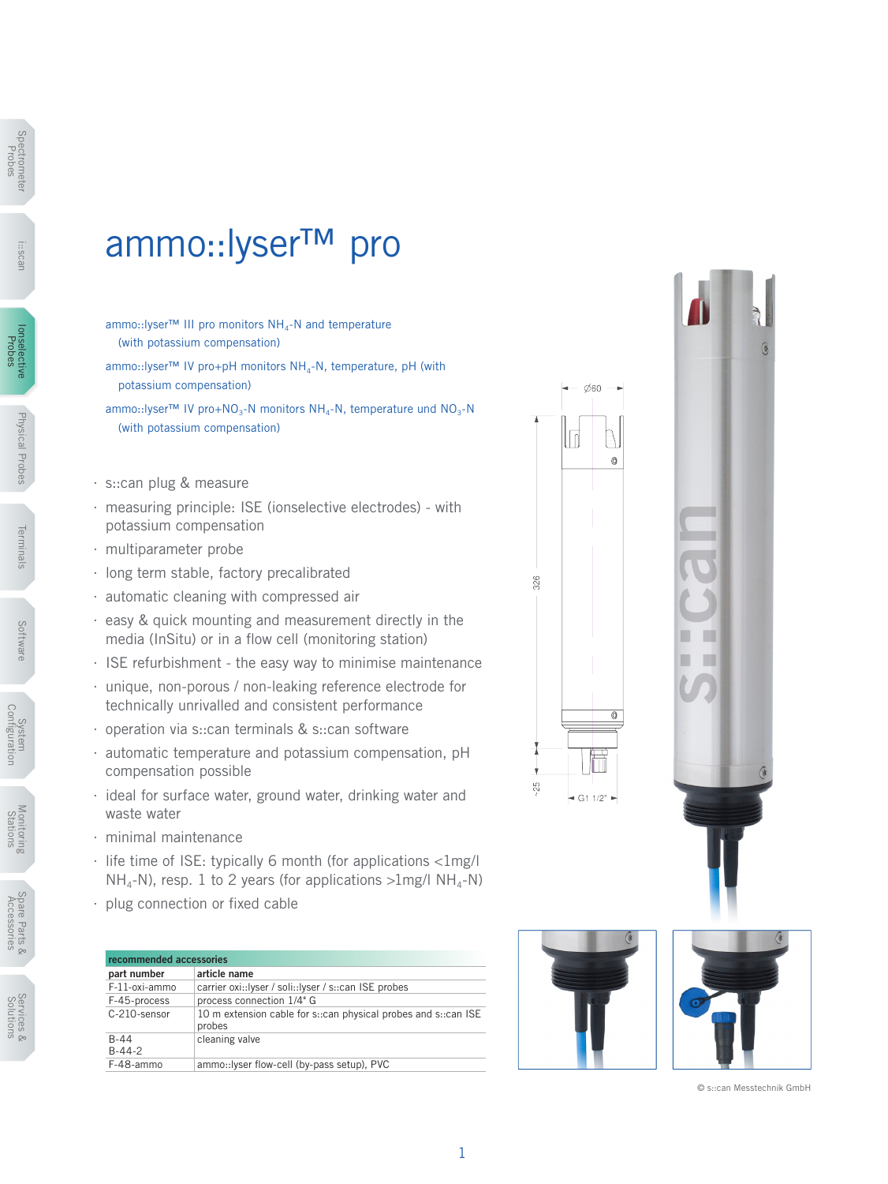# ammo::lyser™ pro

ammo::lyser™ III pro monitors $NH_4$-N and temperature (with potassium compensation)

ammo::lyser™ IV pro+pH monitors $NH_4$-N, temperature, pH (with potassium compensation)

ammo::lyser™ IV pro+$NO_3$-N monitors $NH_4$-N, temperature und $NO_3$-N (with potassium compensation)

- s::can plug & measure
- measuring principle: ISE (ionselective electrodes) - with potassium compensation
- multiparameter probe
- long term stable, factory precalibrated
- automatic cleaning with compressed air
- easy & quick mounting and measurement directly in the media (InSitu) or in a flow cell (monitoring station)
- ISE refurbishment - the easy way to minimise maintenance
- unique, non-porous / non-leaking reference electrode for technically unrivalled and consistent performance
- operation via s::can terminals & s::can software
- automatic temperature and potassium compensation, pH compensation possible
- ideal for surface water, ground water, drinking water and waste water
- minimal maintenance
- life time of ISE: typically 6 month (for applications <1mg/l $NH_4$-N), resp. 1 to 2 years (for applications >1mg/l $NH_4$-N)
- plug connection or fixed cable

| recommended accessories | |
|---|---|
| **part number** | **article name** |
| F-11-oxi-ammo | carrier oxi::lyser / soli::lyser / s::can ISE probes |
| F-45-process | process connection 1/4" G |
| C-210-sensor | 10 m extension cable for s::can physical probes and s::can ISE probes |
| B-44<br>B-44-2 | cleaning valve |
| F-48-ammo | ammo::lyser flow-cell (by-pass setup), PVC |

Ø60

326

~25

G1 1/2"

© s::can Messtechnik GmbH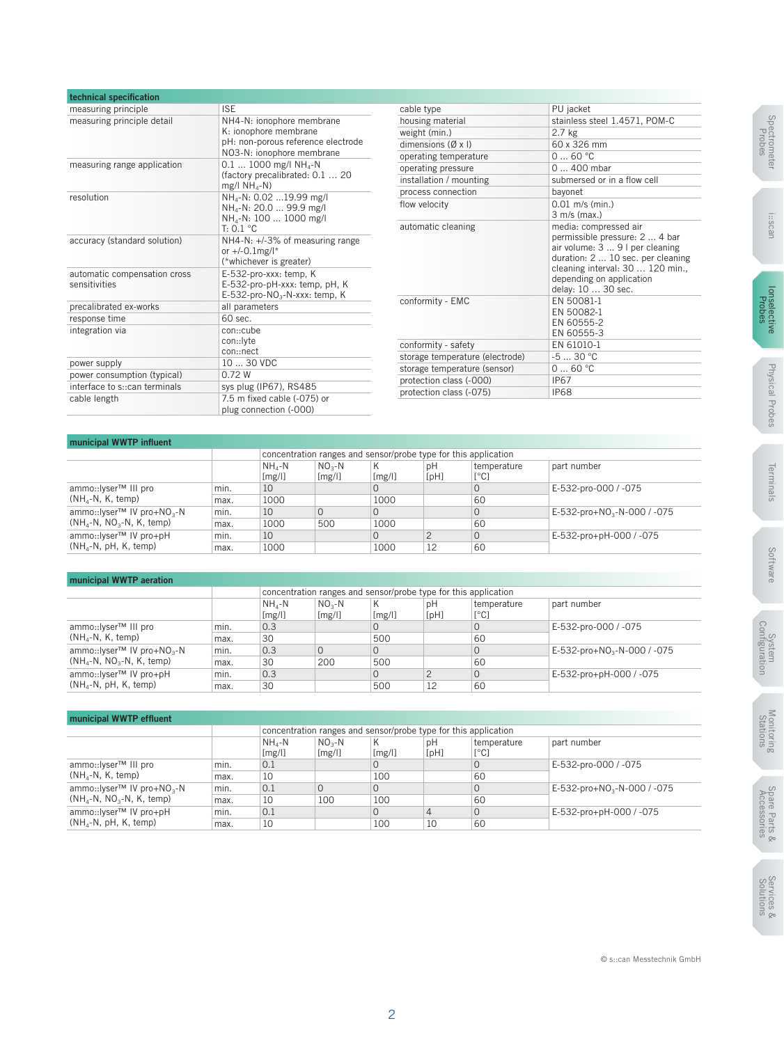## technical specification

| | |
|---|---|
| measuring principle | ISE |
| measuring principle detail | NH4-N: ionophore membrane<br>K: ionophore membrane<br>pH: non-porous reference electrode<br>NO3-N: ionophore membrane |
| measuring range application | 0.1 ... 1000 mg/l $NH_4$-N<br>(factory precalibrated: 0.1 ... 20 mg/l $NH_4$-N) |
| resolution | $NH_4$-N: 0.02 ...19.99 mg/l<br>$NH_4$-N: 20.0 ... 99.9 mg/l<br>$NH_4$-N: 100 ... 1000 mg/l<br>T: 0.1 °C |
| accuracy (standard solution) | NH4-N: +/-3% of measuring range or +/-0.1mg/l*<br>(*whichever is greater) |
| automatic compensation cross sensitivities | E-532-pro-xxx: temp, K<br>E-532-pro-pH-xxx: temp, pH, K<br>E-532-pro-$NO_3$-N-xxx: temp, K |
| precalibrated ex-works | all parameters |
| response time | 60 sec. |
| integration via | con::cube<br>con::lyte<br>con::nect |
| power supply | 10 ... 30 VDC |
| power consumption (typical) | 0.72 W |
| interface to s::can terminals | sys plug (IP67), RS485 |
| cable length | 7.5 m fixed cable (-075) or plug connection (-000) |
| cable type | PU jacket |
| housing material | stainless steel 1.4571, POM-C |
| weight (min.) | 2.7 kg |
| dimensions (Ø x l) | 60 x 326 mm |
| operating temperature | 0 ... 60 °C |
| operating pressure | 0 ... 400 mbar |
| installation / mounting | submersed or in a flow cell |
| process connection | bayonet |
| flow velocity | 0.01 m/s (min.)<br>3 m/s (max.) |
| automatic cleaning | media: compressed air<br>permissible pressure: 2 ... 4 bar<br>air volume: 3 ... 9 l per cleaning<br>duration: 2 ... 10 sec. per cleaning<br>cleaning interval: 30 ... 120 min., depending on application<br>delay: 10 ... 30 sec. |
| conformity - EMC | EN 50081-1<br>EN 50082-1<br>EN 60555-2<br>EN 60555-3 |
| conformity - safety | EN 61010-1 |
| storage temperature (electrode) | -5 ... 30 °C |
| storage temperature (sensor) | 0 ... 60 °C |
| protection class (-000) | IP67 |
| protection class (-075) | IP68 |

## municipal WWTP influent

| | | concentration ranges and sensor/probe type for this application | | | | | |
|---|---|---|---|---|---|---|---|
| | | $NH_4$-N [mg/l] | $NO_3$-N [mg/l] | K [mg/l] | pH [pH] | temperature [°C] | part number |
| ammo::lyser™ III pro ($NH_4$-N, K, temp) | min. | 10 | | 0 | | 0 | E-532-pro-000 / -075 |
| | max. | 1000 | | 1000 | | 60 | |
| ammo::lyser™ IV pro+$NO_3$-N ($NH_4$-N, $NO_3$-N, K, temp) | min. | 10 | 0 | 0 | | 0 | E-532-pro+$NO_3$-N-000 / -075 |
| | max. | 1000 | 500 | 1000 | | 60 | |
| ammo::lyser™ IV pro+pH ($NH_4$-N, pH, K, temp) | min. | 10 | | 0 | 2 | 0 | E-532-pro+pH-000 / -075 |
| | max. | 1000 | | 1000 | 12 | 60 | |

## municipal WWTP aeration

| | | concentration ranges and sensor/probe type for this application | | | | | |
|---|---|---|---|---|---|---|---|
| | | $NH_4$-N [mg/l] | $NO_3$-N [mg/l] | K [mg/l] | pH [pH] | temperature [°C] | part number |
| ammo::lyser™ III pro ($NH_4$-N, K, temp) | min. | 0.3 | | 0 | | 0 | E-532-pro-000 / -075 |
| | max. | 30 | | 500 | | 60 | |
| ammo::lyser™ IV pro+$NO_3$-N ($NH_4$-N, $NO_3$-N, K, temp) | min. | 0.3 | 0 | 0 | | 0 | E-532-pro+$NO_3$-N-000 / -075 |
| | max. | 30 | 200 | 500 | | 60 | |
| ammo::lyser™ IV pro+pH ($NH_4$-N, pH, K, temp) | min. | 0.3 | | 0 | 2 | 0 | E-532-pro+pH-000 / -075 |
| | max. | 30 | | 500 | 12 | 60 | |

## municipal WWTP effluent

| | | concentration ranges and sensor/probe type for this application | | | | | |
|---|---|---|---|---|---|---|---|
| | | $NH_4$-N [mg/l] | $NO_3$-N [mg/l] | K [mg/l] | pH [pH] | temperature [°C] | part number |
| ammo::lyser™ III pro ($NH_4$-N, K, temp) | min. | 0.1 | | 0 | | 0 | E-532-pro-000 / -075 |
| | max. | 10 | | 100 | | 60 | |
| ammo::lyser™ IV pro+$NO_3$-N ($NH_4$-N, $NO_3$-N, K, temp) | min. | 0.1 | 0 | 0 | | 0 | E-532-pro+$NO_3$-N-000 / -075 |
| | max. | 10 | 100 | 100 | | 60 | |
| ammo::lyser™ IV pro+pH ($NH_4$-N, pH, K, temp) | min. | 0.1 | | 0 | 4 | 0 | E-532-pro+pH-000 / -075 |
| | max. | 10 | | 100 | 10 | 60 | |

© s::can Messtechnik GmbH